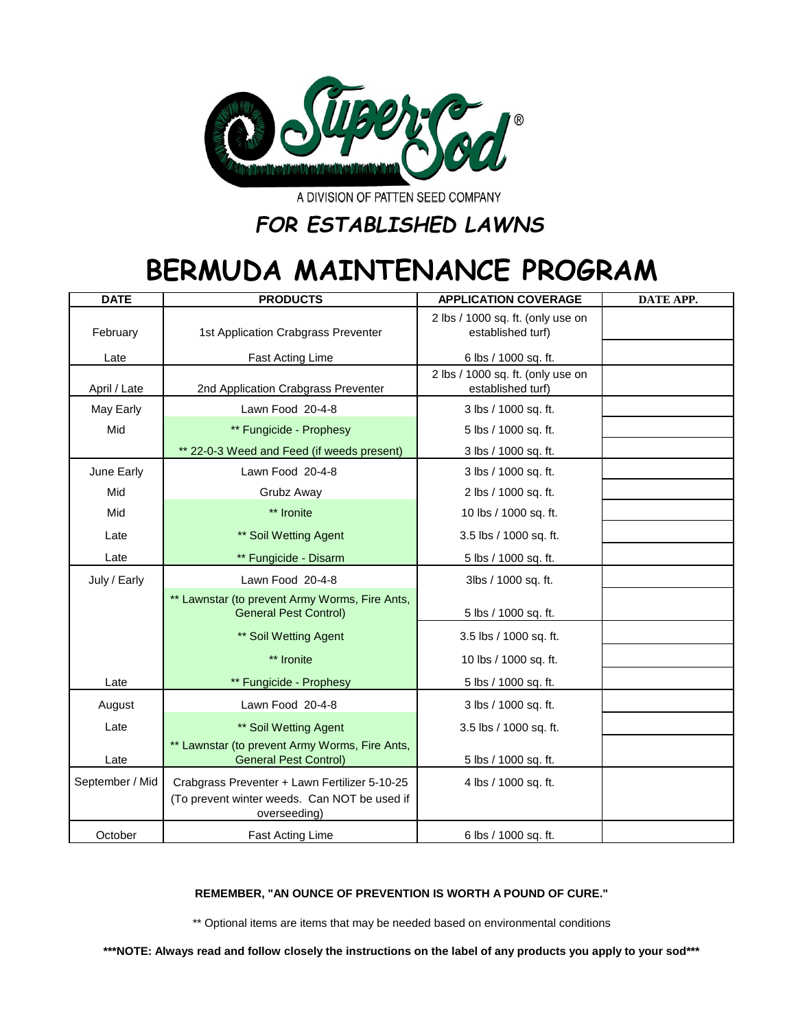Super-Sod®

A DIVISION OF PATTEN SEED COMPANY

## *FOR ESTABLISHED LAWNS*

# BERMUDA MAINTENANCE PROGRAM

| DATE | PRODUCTS | APPLICATION COVERAGE | DATE APP. |
|---|---|---|---|
| February | 1st Application Crabgrass Preventer | 2 lbs / 1000 sq. ft. (only use on established turf) | |
| Late | Fast Acting Lime | 6 lbs / 1000 sq. ft. | |
| April / Late | 2nd Application Crabgrass Preventer | 2 lbs / 1000 sq. ft. (only use on established turf) | |
| May Early | Lawn Food 20-4-8 | 3 lbs / 1000 sq. ft. | |
| Mid | ** Fungicide - Prophesy | 5 lbs / 1000 sq. ft. | |
| | ** 22-0-3 Weed and Feed (if weeds present) | 3 lbs / 1000 sq. ft. | |
| June Early | Lawn Food 20-4-8 | 3 lbs / 1000 sq. ft. | |
| Mid | Grubz Away | 2 lbs / 1000 sq. ft. | |
| Mid | ** Ironite | 10 lbs / 1000 sq. ft. | |
| Late | ** Soil Wetting Agent | 3.5 lbs / 1000 sq. ft. | |
| Late | ** Fungicide - Disarm | 5 lbs / 1000 sq. ft. | |
| July / Early | Lawn Food 20-4-8 | 3lbs / 1000 sq. ft. | |
| | ** Lawnstar (to prevent Army Worms, Fire Ants, General Pest Control) | 5 lbs / 1000 sq. ft. | |
| | ** Soil Wetting Agent | 3.5 lbs / 1000 sq. ft. | |
| | ** Ironite | 10 lbs / 1000 sq. ft. | |
| Late | ** Fungicide - Prophesy | 5 lbs / 1000 sq. ft. | |
| August | Lawn Food 20-4-8 | 3 lbs / 1000 sq. ft. | |
| Late | ** Soil Wetting Agent | 3.5 lbs / 1000 sq. ft. | |
| Late | ** Lawnstar (to prevent Army Worms, Fire Ants, General Pest Control) | 5 lbs / 1000 sq. ft. | |
| September / Mid | Crabgrass Preventer + Lawn Fertilizer 5-10-25 (To prevent winter weeds. Can NOT be used if overseeding) | 4 lbs / 1000 sq. ft. | |
| October | Fast Acting Lime | 6 lbs / 1000 sq. ft. | |

**REMEMBER, "AN OUNCE OF PREVENTION IS WORTH A POUND OF CURE."**

** Optional items are items that may be needed based on environmental conditions

**\*\*\*NOTE: Always read and follow closely the instructions on the label of any products you apply to your sod\*\*\***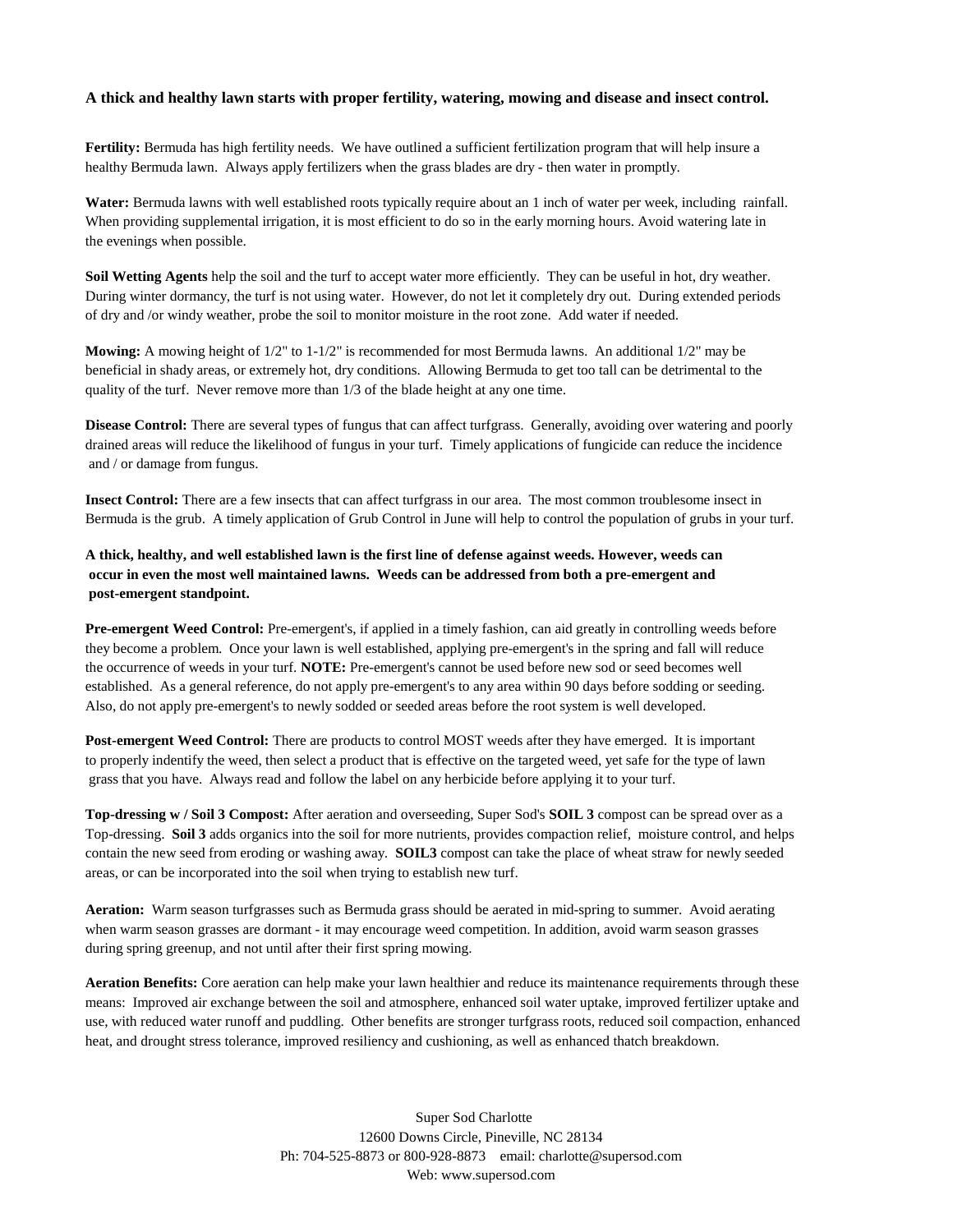**A thick and healthy lawn starts with proper fertility, watering, mowing and disease and insect control.**

**Fertility:** Bermuda has high fertility needs. We have outlined a sufficient fertilization program that will help insure a healthy Bermuda lawn. Always apply fertilizers when the grass blades are dry - then water in promptly.

**Water:** Bermuda lawns with well established roots typically require about an 1 inch of water per week, including rainfall. When providing supplemental irrigation, it is most efficient to do so in the early morning hours. Avoid watering late in the evenings when possible.

**Soil Wetting Agents** help the soil and the turf to accept water more efficiently. They can be useful in hot, dry weather. During winter dormancy, the turf is not using water. However, do not let it completely dry out. During extended periods of dry and /or windy weather, probe the soil to monitor moisture in the root zone. Add water if needed.

**Mowing:** A mowing height of 1/2" to 1-1/2" is recommended for most Bermuda lawns. An additional 1/2" may be beneficial in shady areas, or extremely hot, dry conditions. Allowing Bermuda to get too tall can be detrimental to the quality of the turf. Never remove more than 1/3 of the blade height at any one time.

**Disease Control:** There are several types of fungus that can affect turfgrass. Generally, avoiding over watering and poorly drained areas will reduce the likelihood of fungus in your turf. Timely applications of fungicide can reduce the incidence and / or damage from fungus.

**Insect Control:** There are a few insects that can affect turfgrass in our area. The most common troublesome insect in Bermuda is the grub. A timely application of Grub Control in June will help to control the population of grubs in your turf.

**A thick, healthy, and well established lawn is the first line of defense against weeds. However, weeds can occur in even the most well maintained lawns. Weeds can be addressed from both a pre-emergent and post-emergent standpoint.**

**Pre-emergent Weed Control:** Pre-emergent's, if applied in a timely fashion, can aid greatly in controlling weeds before they become a problem. Once your lawn is well established, applying pre-emergent's in the spring and fall will reduce the occurrence of weeds in your turf. **NOTE:** Pre-emergent's cannot be used before new sod or seed becomes well established. As a general reference, do not apply pre-emergent's to any area within 90 days before sodding or seeding. Also, do not apply pre-emergent's to newly sodded or seeded areas before the root system is well developed.

**Post-emergent Weed Control:** There are products to control MOST weeds after they have emerged. It is important to properly indentify the weed, then select a product that is effective on the targeted weed, yet safe for the type of lawn grass that you have. Always read and follow the label on any herbicide before applying it to your turf.

**Top-dressing w / Soil 3 Compost:** After aeration and overseeding, Super Sod's **SOIL 3** compost can be spread over as a Top-dressing. **Soil 3** adds organics into the soil for more nutrients, provides compaction relief, moisture control, and helps contain the new seed from eroding or washing away. **SOIL3** compost can take the place of wheat straw for newly seeded areas, or can be incorporated into the soil when trying to establish new turf.

**Aeration:** Warm season turfgrasses such as Bermuda grass should be aerated in mid-spring to summer. Avoid aerating when warm season grasses are dormant - it may encourage weed competition. In addition, avoid warm season grasses during spring greenup, and not until after their first spring mowing.

**Aeration Benefits:** Core aeration can help make your lawn healthier and reduce its maintenance requirements through these means: Improved air exchange between the soil and atmosphere, enhanced soil water uptake, improved fertilizer uptake and use, with reduced water runoff and puddling. Other benefits are stronger turfgrass roots, reduced soil compaction, enhanced heat, and drought stress tolerance, improved resiliency and cushioning, as well as enhanced thatch breakdown.

Super Sod Charlotte
12600 Downs Circle, Pineville, NC 28134
Ph: 704-525-8873 or 800-928-8873 email: charlotte@supersod.com
Web: www.supersod.com